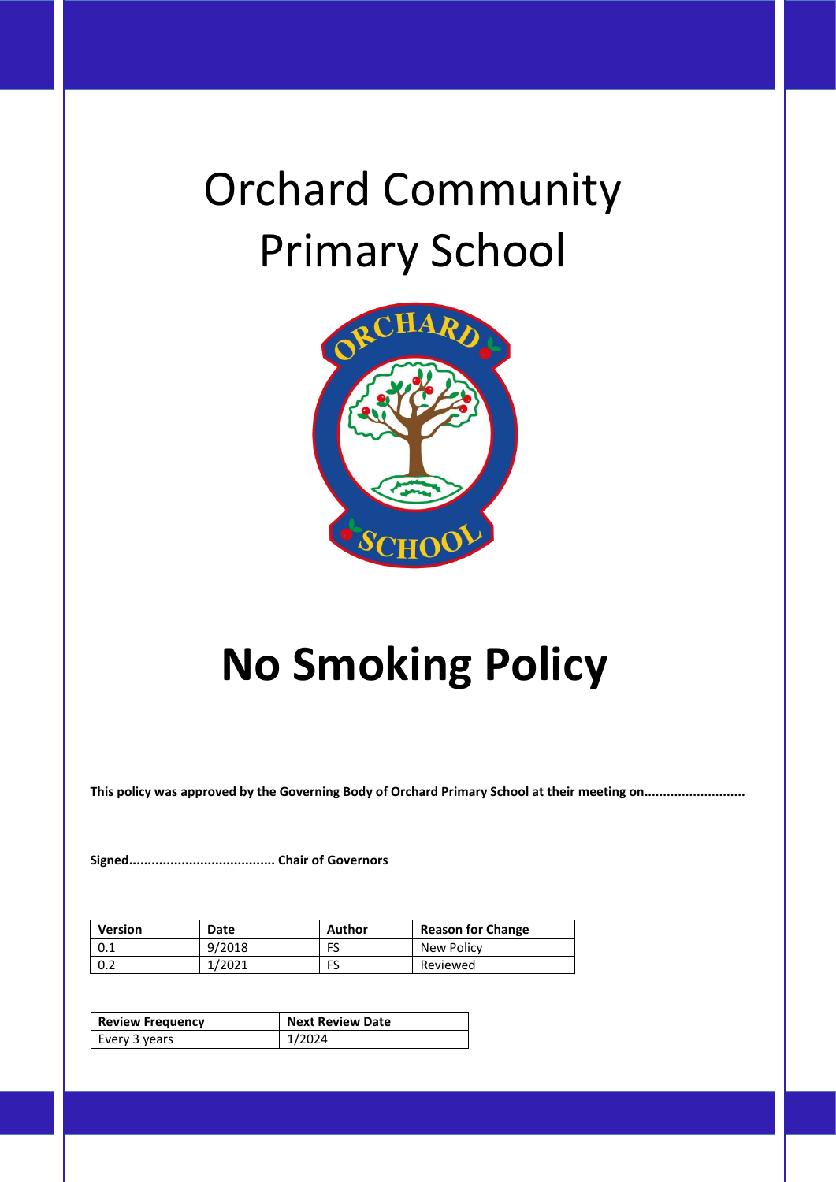# Orchard Community Primary School

# No Smoking Policy

**This policy was approved by the Governing Body of Orchard Primary School at their meeting on...........................**

**Signed...................................... Chair of Governors**

| Version | Date | Author | Reason for Change |
|---|---|---|---|
| 0.1 | 9/2018 | FS | New Policy |
| 0.2 | 1/2021 | FS | Reviewed |

| Review Frequency | Next Review Date |
|---|---|
| Every 3 years | 1/2024 |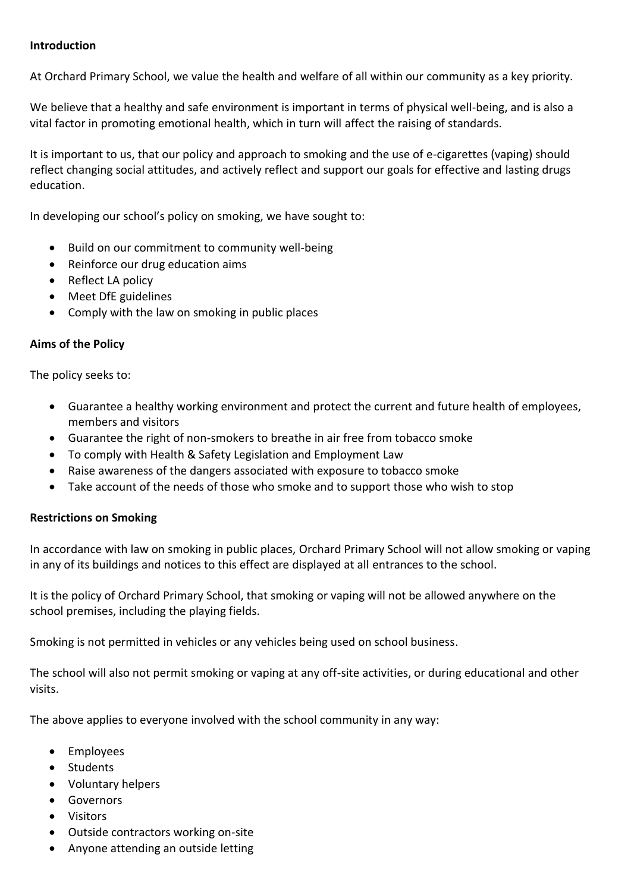**Introduction**

At Orchard Primary School, we value the health and welfare of all within our community as a key priority.

We believe that a healthy and safe environment is important in terms of physical well-being, and is also a vital factor in promoting emotional health, which in turn will affect the raising of standards.

It is important to us, that our policy and approach to smoking and the use of e-cigarettes (vaping) should reflect changing social attitudes, and actively reflect and support our goals for effective and lasting drugs education.

In developing our school's policy on smoking, we have sought to:

- Build on our commitment to community well-being
- Reinforce our drug education aims
- Reflect LA policy
- Meet DfE guidelines
- Comply with the law on smoking in public places

**Aims of the Policy**

The policy seeks to:

- Guarantee a healthy working environment and protect the current and future health of employees, members and visitors
- Guarantee the right of non-smokers to breathe in air free from tobacco smoke
- To comply with Health & Safety Legislation and Employment Law
- Raise awareness of the dangers associated with exposure to tobacco smoke
- Take account of the needs of those who smoke and to support those who wish to stop

**Restrictions on Smoking**

In accordance with law on smoking in public places, Orchard Primary School will not allow smoking or vaping in any of its buildings and notices to this effect are displayed at all entrances to the school.

It is the policy of Orchard Primary School, that smoking or vaping will not be allowed anywhere on the school premises, including the playing fields.

Smoking is not permitted in vehicles or any vehicles being used on school business.

The school will also not permit smoking or vaping at any off-site activities, or during educational and other visits.

The above applies to everyone involved with the school community in any way:

- Employees
- Students
- Voluntary helpers
- Governors
- Visitors
- Outside contractors working on-site
- Anyone attending an outside letting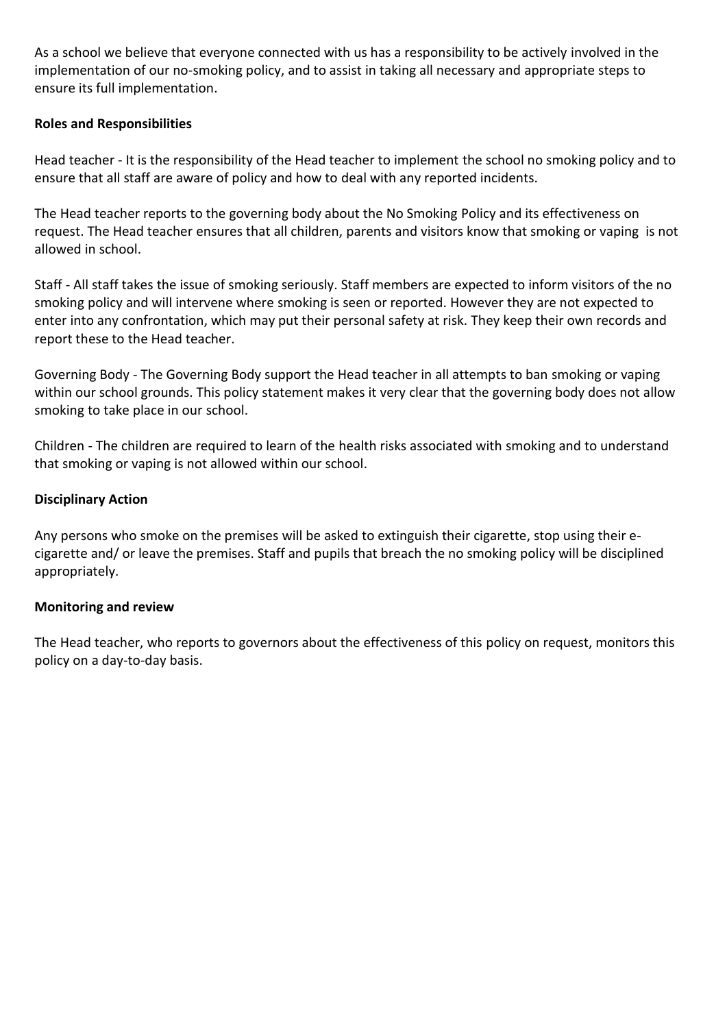As a school we believe that everyone connected with us has a responsibility to be actively involved in the implementation of our no-smoking policy, and to assist in taking all necessary and appropriate steps to ensure its full implementation.

**Roles and Responsibilities**

Head teacher - It is the responsibility of the Head teacher to implement the school no smoking policy and to ensure that all staff are aware of policy and how to deal with any reported incidents.

The Head teacher reports to the governing body about the No Smoking Policy and its effectiveness on request. The Head teacher ensures that all children, parents and visitors know that smoking or vaping is not allowed in school.

Staff - All staff takes the issue of smoking seriously. Staff members are expected to inform visitors of the no smoking policy and will intervene where smoking is seen or reported. However they are not expected to enter into any confrontation, which may put their personal safety at risk. They keep their own records and report these to the Head teacher.

Governing Body - The Governing Body support the Head teacher in all attempts to ban smoking or vaping within our school grounds. This policy statement makes it very clear that the governing body does not allow smoking to take place in our school.

Children - The children are required to learn of the health risks associated with smoking and to understand that smoking or vaping is not allowed within our school.

**Disciplinary Action**

Any persons who smoke on the premises will be asked to extinguish their cigarette, stop using their e-cigarette and/ or leave the premises. Staff and pupils that breach the no smoking policy will be disciplined appropriately.

**Monitoring and review**

The Head teacher, who reports to governors about the effectiveness of this policy on request, monitors this policy on a day-to-day basis.